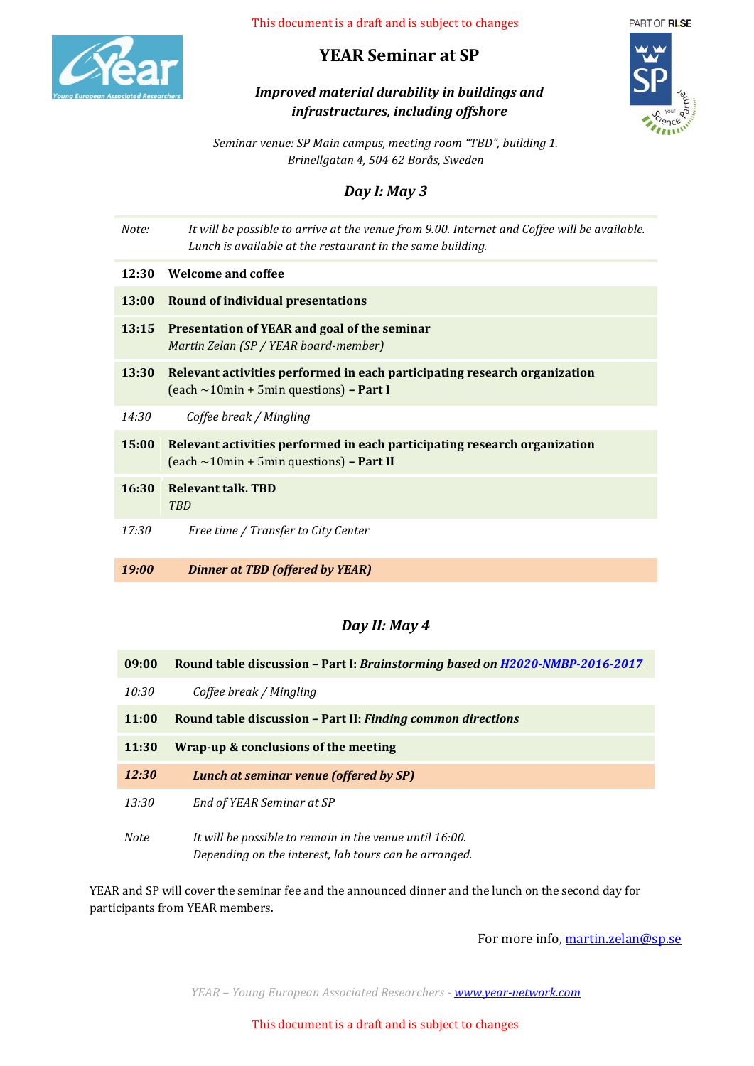This document is a draft and is subject to changes

# YEAR Seminar at SP

***Improved material durability in buildings and infrastructures, including offshore***

*Seminar venue: SP Main campus, meeting room "TBD", building 1.*
*Brinellgatan 4, 504 62 Borås, Sweden*

## *Day I: May 3*

| | |
|---|---|
| *Note:* | *It will be possible to arrive at the venue from 9.00. Internet and Coffee will be available. Lunch is available at the restaurant in the same building.* |
| **12:30** | **Welcome and coffee** |
| **13:00** | **Round of individual presentations** |
| **13:15** | **Presentation of YEAR and goal of the seminar**<br>*Martin Zelan (SP / YEAR board-member)* |
| **13:30** | **Relevant activities performed in each participating research organization**<br>(each ~10min + 5min questions) **– Part I** |
| *14:30* | *Coffee break / Mingling* |
| **15:00** | **Relevant activities performed in each participating research organization**<br>(each ~10min + 5min questions) **– Part II** |
| **16:30** | **Relevant talk. TBD**<br>*TBD* |
| *17:30* | *Free time / Transfer to City Center* |
| ***19:00*** | ***Dinner at TBD (offered by YEAR)*** |

## *Day II: May 4*

| | |
|---|---|
| **09:00** | **Round table discussion – Part I: *Brainstorming based on [H2020-NMBP-2016-2017]()*** |
| *10:30* | *Coffee break / Mingling* |
| **11:00** | **Round table discussion – Part II: *Finding common directions*** |
| **11:30** | **Wrap-up & conclusions of the meeting** |
| ***12:30*** | ***Lunch at seminar venue (offered by SP)*** |
| *13:30* | *End of YEAR Seminar at SP* |
| *Note* | *It will be possible to remain in the venue until 16:00.*<br>*Depending on the interest, lab tours can be arranged.* |

YEAR and SP will cover the seminar fee and the announced dinner and the lunch on the second day for participants from YEAR members.

For more info, martin.zelan@sp.se

*YEAR – Young European Associated Researchers - www.year-network.com*

This document is a draft and is subject to changes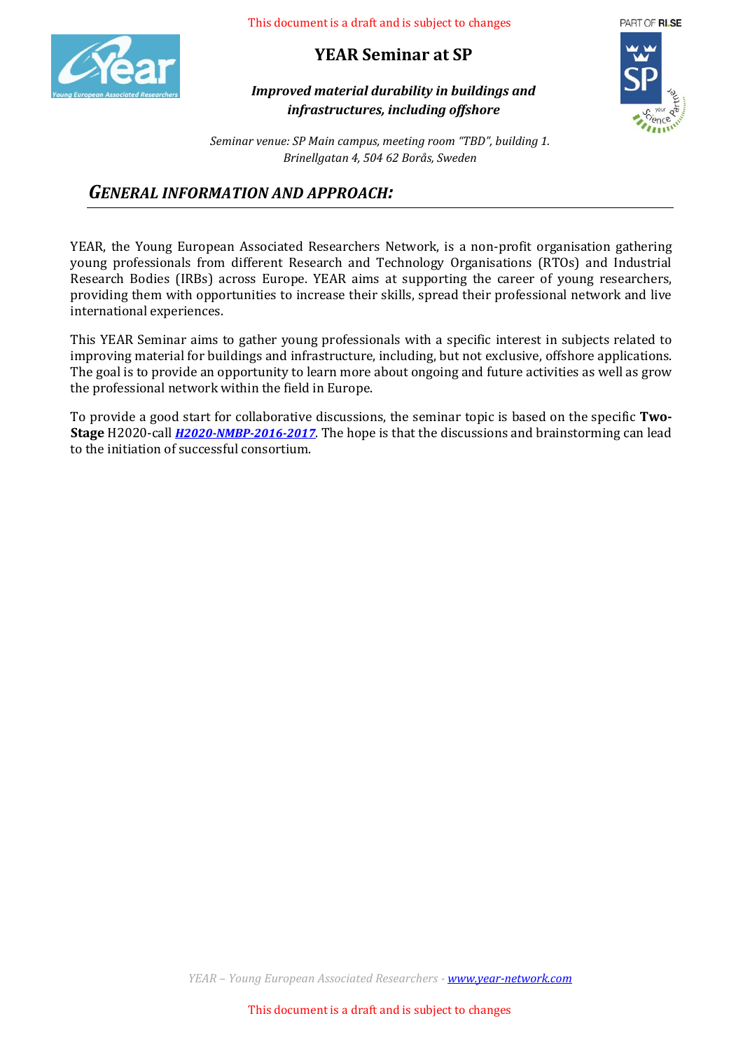# YEAR Seminar at SP

***Improved material durability in buildings and infrastructures, including offshore***

*Seminar venue: SP Main campus, meeting room "TBD", building 1.*
*Brinellgatan 4, 504 62 Borås, Sweden*

## *GENERAL INFORMATION AND APPROACH:*

YEAR, the Young European Associated Researchers Network, is a non-profit organisation gathering young professionals from different Research and Technology Organisations (RTOs) and Industrial Research Bodies (IRBs) across Europe. YEAR aims at supporting the career of young researchers, providing them with opportunities to increase their skills, spread their professional network and live international experiences.

This YEAR Seminar aims to gather young professionals with a specific interest in subjects related to improving material for buildings and infrastructure, including, but not exclusive, offshore applications. The goal is to provide an opportunity to learn more about ongoing and future activities as well as grow the professional network within the field in Europe.

To provide a good start for collaborative discussions, the seminar topic is based on the specific **Two-Stage** H2020-call ***H2020-NMBP-2016-2017***. The hope is that the discussions and brainstorming can lead to the initiation of successful consortium.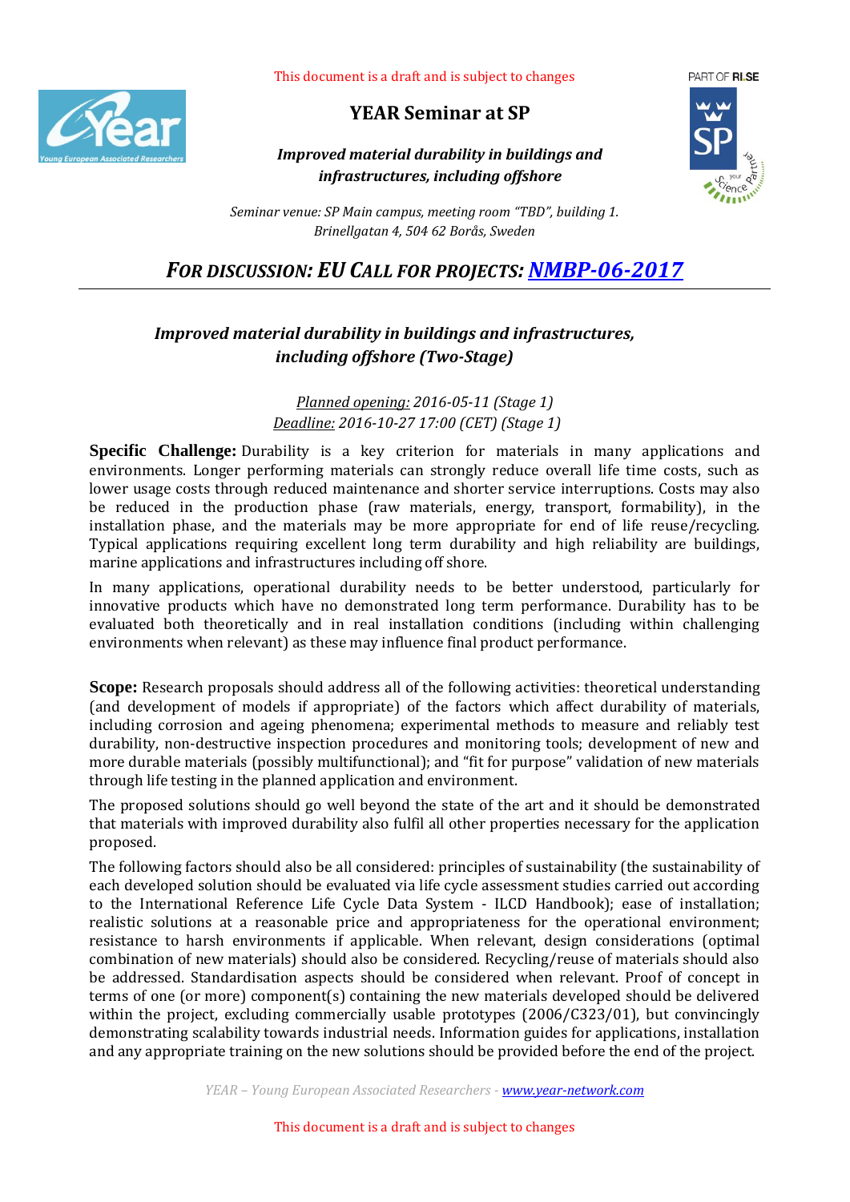This document is a draft and is subject to changes

# YEAR Seminar at SP

***Improved material durability in buildings and infrastructures, including offshore***

*Seminar venue: SP Main campus, meeting room "TBD", building 1.*
*Brinellgatan 4, 504 62 Borås, Sweden*

## *FOR DISCUSSION: EU CALL FOR PROJECTS: NMBP-06-2017*

### *Improved material durability in buildings and infrastructures, including offshore (Two-Stage)*

*Planned opening: 2016-05-11 (Stage 1)*
*Deadline: 2016-10-27 17:00 (CET) (Stage 1)*

**Specific Challenge:** Durability is a key criterion for materials in many applications and environments. Longer performing materials can strongly reduce overall life time costs, such as lower usage costs through reduced maintenance and shorter service interruptions. Costs may also be reduced in the production phase (raw materials, energy, transport, formability), in the installation phase, and the materials may be more appropriate for end of life reuse/recycling. Typical applications requiring excellent long term durability and high reliability are buildings, marine applications and infrastructures including off shore.

In many applications, operational durability needs to be better understood, particularly for innovative products which have no demonstrated long term performance. Durability has to be evaluated both theoretically and in real installation conditions (including within challenging environments when relevant) as these may influence final product performance.

**Scope:** Research proposals should address all of the following activities: theoretical understanding (and development of models if appropriate) of the factors which affect durability of materials, including corrosion and ageing phenomena; experimental methods to measure and reliably test durability, non-destructive inspection procedures and monitoring tools; development of new and more durable materials (possibly multifunctional); and "fit for purpose" validation of new materials through life testing in the planned application and environment.

The proposed solutions should go well beyond the state of the art and it should be demonstrated that materials with improved durability also fulfil all other properties necessary for the application proposed.

The following factors should also be all considered: principles of sustainability (the sustainability of each developed solution should be evaluated via life cycle assessment studies carried out according to the International Reference Life Cycle Data System - ILCD Handbook); ease of installation; realistic solutions at a reasonable price and appropriateness for the operational environment; resistance to harsh environments if applicable. When relevant, design considerations (optimal combination of new materials) should also be considered. Recycling/reuse of materials should also be addressed. Standardisation aspects should be considered when relevant. Proof of concept in terms of one (or more) component(s) containing the new materials developed should be delivered within the project, excluding commercially usable prototypes (2006/C323/01), but convincingly demonstrating scalability towards industrial needs. Information guides for applications, installation and any appropriate training on the new solutions should be provided before the end of the project.

*YEAR – Young European Associated Researchers - www.year-network.com*

This document is a draft and is subject to changes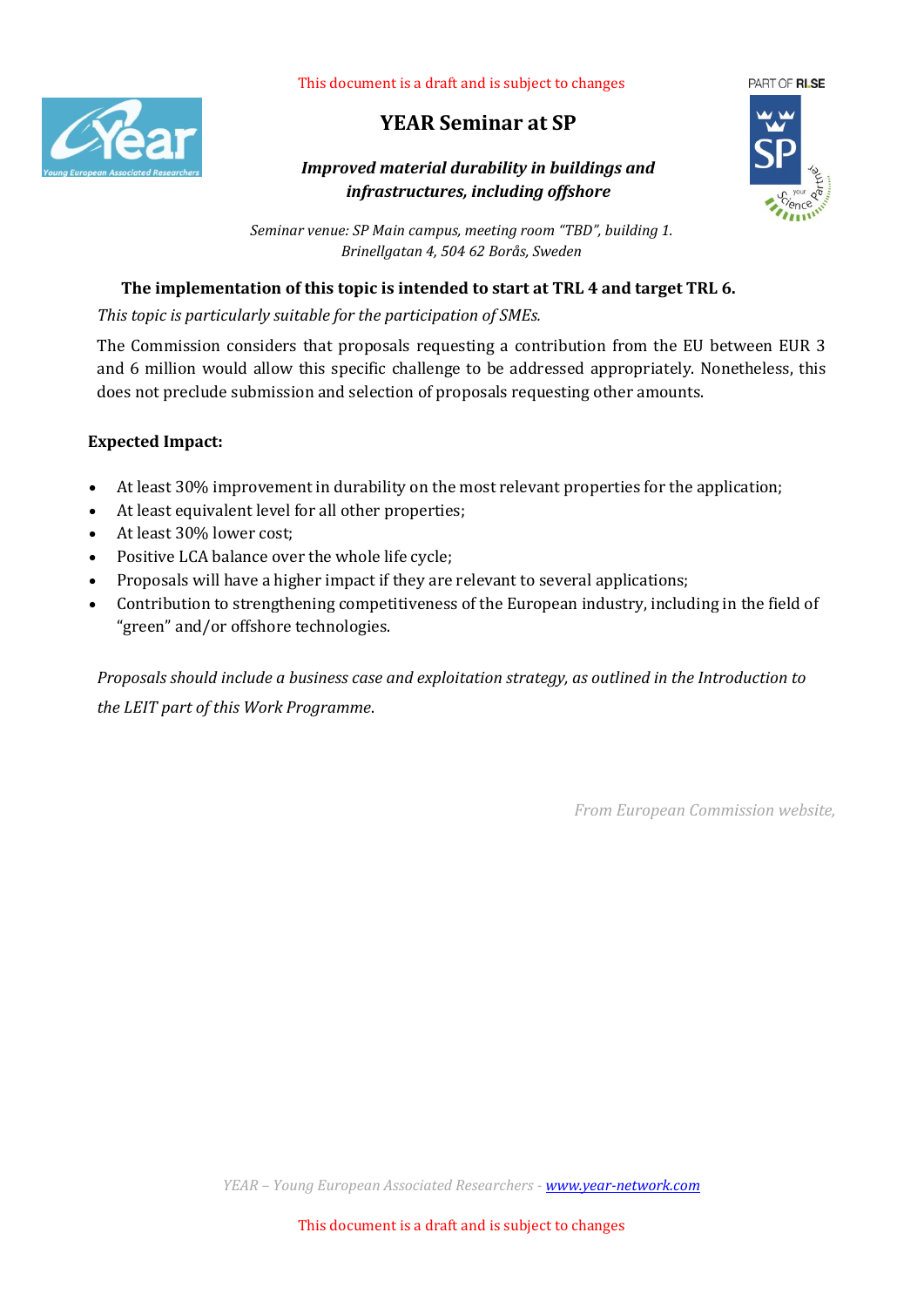This document is a draft and is subject to changes

# YEAR Seminar at SP

***Improved material durability in buildings and infrastructures, including offshore***

*Seminar venue: SP Main campus, meeting room "TBD", building 1.*
*Brinellgatan 4, 504 62 Borås, Sweden*

**The implementation of this topic is intended to start at TRL 4 and target TRL 6.**

*This topic is particularly suitable for the participation of SMEs.*

The Commission considers that proposals requesting a contribution from the EU between EUR 3 and 6 million would allow this specific challenge to be addressed appropriately. Nonetheless, this does not preclude submission and selection of proposals requesting other amounts.

**Expected Impact:**

- At least 30% improvement in durability on the most relevant properties for the application;
- At least equivalent level for all other properties;
- At least 30% lower cost;
- Positive LCA balance over the whole life cycle;
- Proposals will have a higher impact if they are relevant to several applications;
- Contribution to strengthening competitiveness of the European industry, including in the field of "green" and/or offshore technologies.

*Proposals should include a business case and exploitation strategy, as outlined in the Introduction to the LEIT part of this Work Programme.*

*From European Commission website,*

*YEAR – Young European Associated Researchers - [www.year-network.com](www.year-network.com)*

This document is a draft and is subject to changes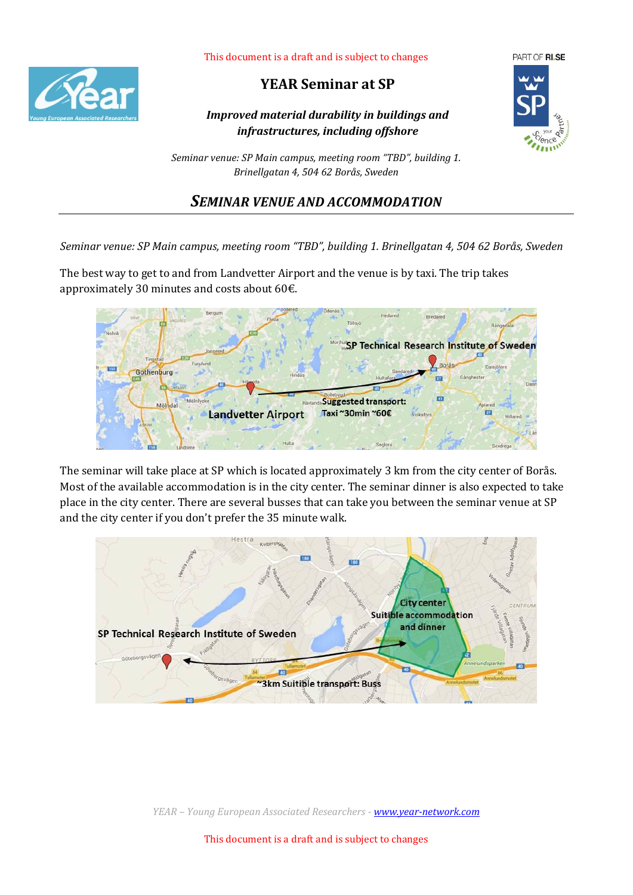This document is a draft and is subject to changes

# YEAR Seminar at SP

***Improved material durability in buildings and infrastructures, including offshore***

*Seminar venue: SP Main campus, meeting room "TBD", building 1. Brinellgatan 4, 504 62 Borås, Sweden*

## *SEMINAR VENUE AND ACCOMMODATION*

*Seminar venue: SP Main campus, meeting room "TBD", building 1. Brinellgatan 4, 504 62 Borås, Sweden*

The best way to get to and from Landvetter Airport and the venue is by taxi. The trip takes approximately 30 minutes and costs about 60€.

The seminar will take place at SP which is located approximately 3 km from the city center of Borås. Most of the available accommodation is in the city center. The seminar dinner is also expected to take place in the city center. There are several busses that can take you between the seminar venue at SP and the city center if you don't prefer the 35 minute walk.

This document is a draft and is subject to changes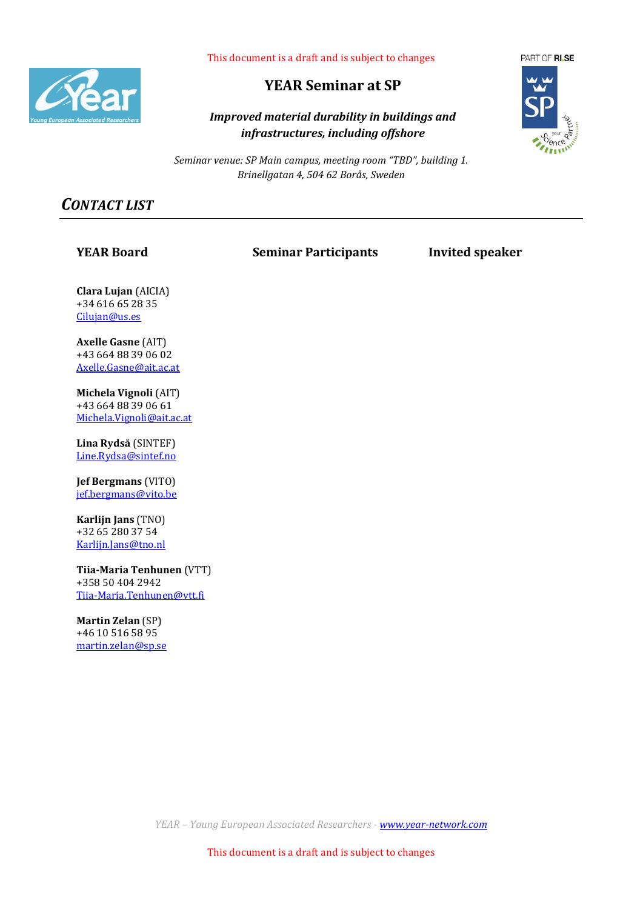This document is a draft and is subject to changes

# YEAR Seminar at SP

***Improved material durability in buildings and infrastructures, including offshore***

*Seminar venue: SP Main campus, meeting room "TBD", building 1. Brinellgatan 4, 504 62 Borås, Sweden*

## *CONTACT LIST*

### YEAR Board

**Clara Lujan** (AICIA)
+34 616 65 28 35
Cilujan@us.es

**Axelle Gasne** (AIT)
+43 664 88 39 06 02
Axelle.Gasne@ait.ac.at

**Michela Vignoli** (AIT)
+43 664 88 39 06 61
Michela.Vignoli@ait.ac.at

**Lina Rydså** (SINTEF)
Line.Rydsa@sintef.no

**Jef Bergmans** (VITO)
jef.bergmans@vito.be

**Karlijn Jans** (TNO)
+32 65 280 37 54
Karlijn.Jans@tno.nl

**Tiia-Maria Tenhunen** (VTT)
+358 50 404 2942
Tiia-Maria.Tenhunen@vtt.fi

**Martin Zelan** (SP)
+46 10 516 58 95
martin.zelan@sp.se

### Seminar Participants

### Invited speaker

*YEAR – Young European Associated Researchers - www.year-network.com*

This document is a draft and is subject to changes